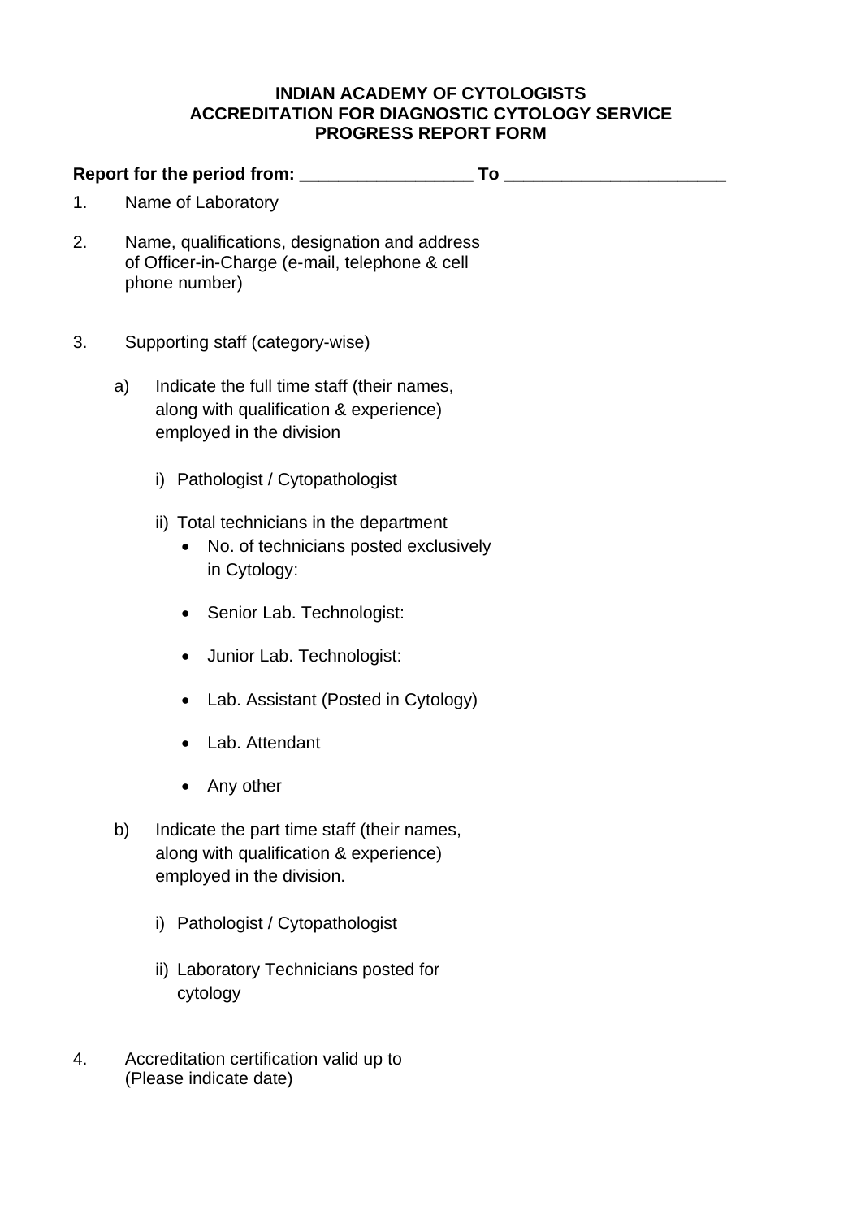**INDIAN ACADEMY OF CYTOLOGISTS**
**ACCREDITATION FOR DIAGNOSTIC CYTOLOGY SERVICE**
**PROGRESS REPORT FORM**

**Report for the period from: __________________ To _______________________**

1. Name of Laboratory

2. Name, qualifications, designation and address of Officer-in-Charge (e-mail, telephone & cell phone number)

3. Supporting staff (category-wise)

   a) Indicate the full time staff (their names, along with qualification & experience) employed in the division

      i) Pathologist / Cytopathologist

      ii) Total technicians in the department
         - No. of technicians posted exclusively in Cytology:
         - Senior Lab. Technologist:
         - Junior Lab. Technologist:
         - Lab. Assistant (Posted in Cytology)
         - Lab. Attendant
         - Any other

   b) Indicate the part time staff (their names, along with qualification & experience) employed in the division.

      i) Pathologist / Cytopathologist

      ii) Laboratory Technicians posted for cytology

4. Accreditation certification valid up to (Please indicate date)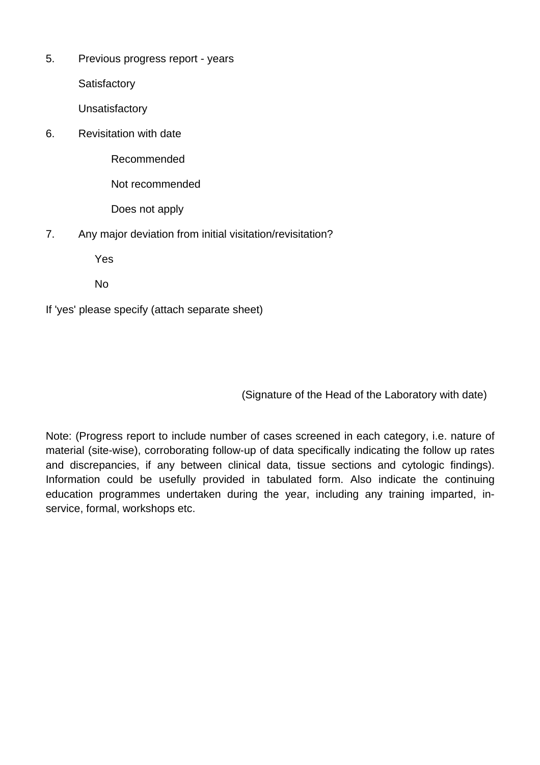5. Previous progress report - years

   Satisfactory

   Unsatisfactory

6. Revisitation with date

   Recommended

   Not recommended

   Does not apply

7. Any major deviation from initial visitation/revisitation?

   Yes

   No

If 'yes' please specify (attach separate sheet)

(Signature of the Head of the Laboratory with date)

Note: (Progress report to include number of cases screened in each category, i.e. nature of material (site-wise), corroborating follow-up of data specifically indicating the follow up rates and discrepancies, if any between clinical data, tissue sections and cytologic findings). Information could be usefully provided in tabulated form. Also indicate the continuing education programmes undertaken during the year, including any training imparted, in-service, formal, workshops etc.